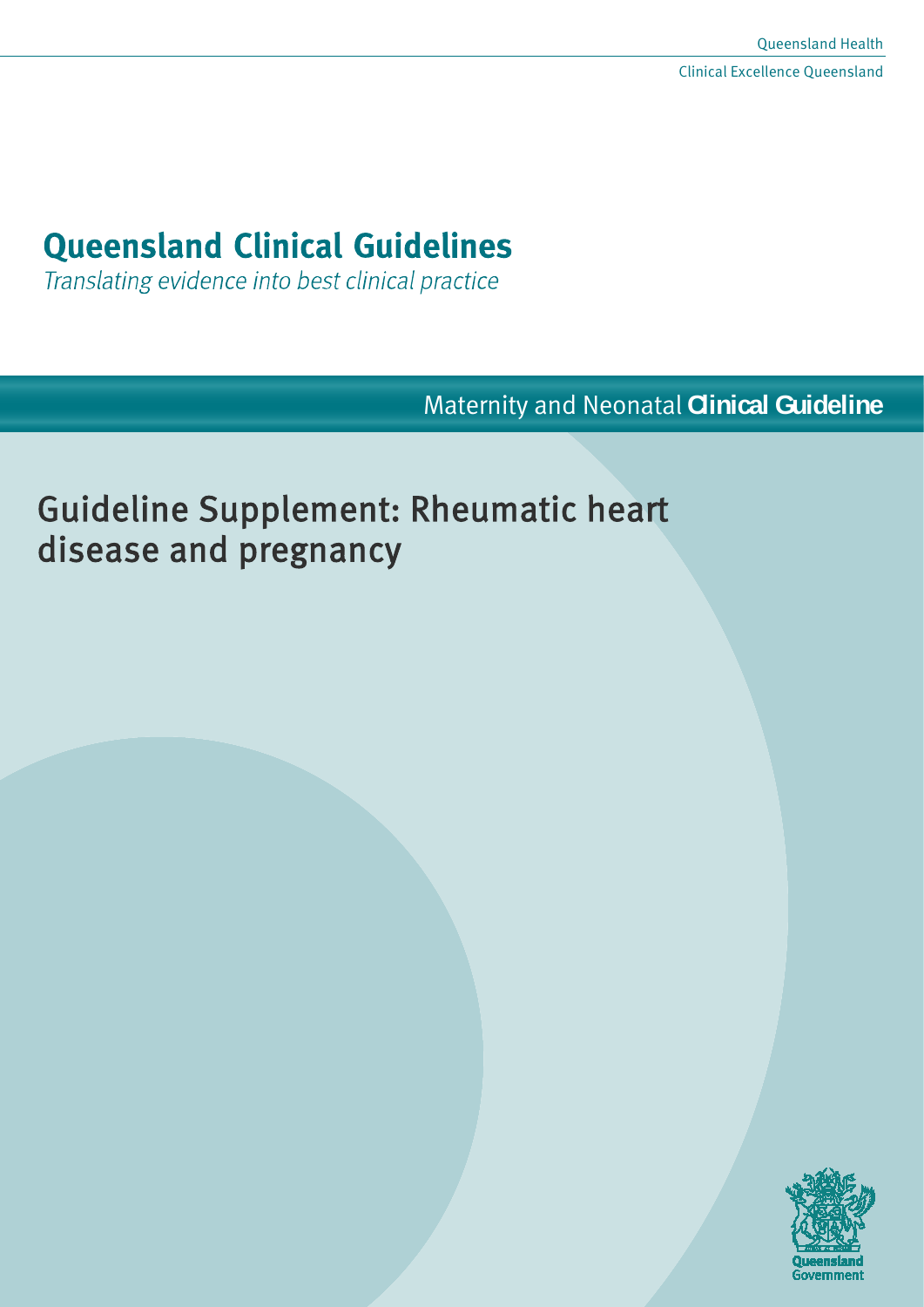Queensland Health

Clinical Excellence Queensland

# Queensland Clinical Guidelines

*Translating evidence into best clinical practice*

Maternity and Neonatal **Clinical Guideline**

## Guideline Supplement: Rheumatic heart disease and pregnancy

Queensland Government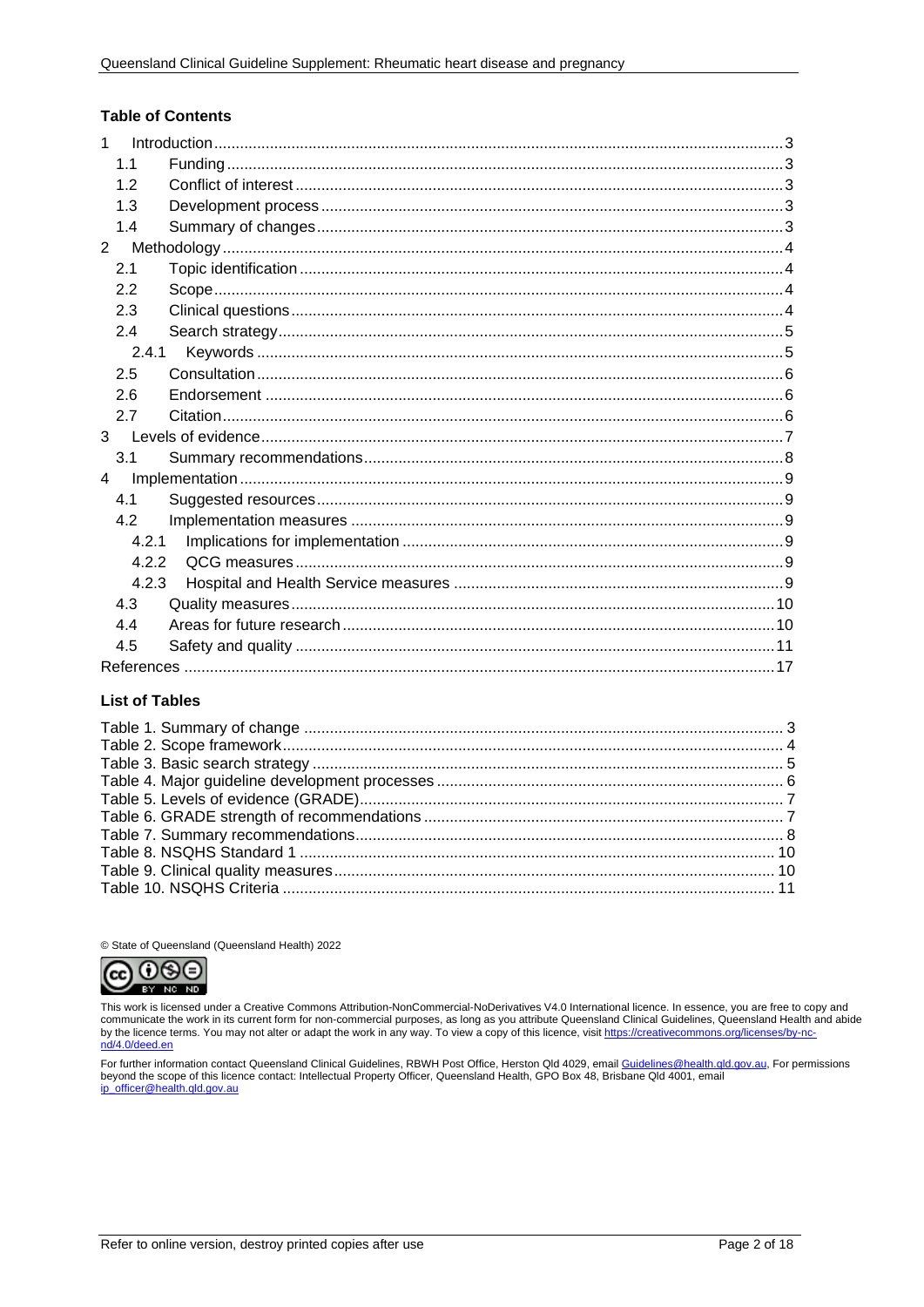## Table of Contents

1 Introduction ..... 3
- 1.1 Funding ..... 3
- 1.2 Conflict of interest ..... 3
- 1.3 Development process ..... 3
- 1.4 Summary of changes ..... 3

2 Methodology ..... 4
- 2.1 Topic identification ..... 4
- 2.2 Scope ..... 4
- 2.3 Clinical questions ..... 4
- 2.4 Search strategy ..... 5
  - 2.4.1 Keywords ..... 5
- 2.5 Consultation ..... 6
- 2.6 Endorsement ..... 6
- 2.7 Citation ..... 6

3 Levels of evidence ..... 7
- 3.1 Summary recommendations ..... 8

4 Implementation ..... 9
- 4.1 Suggested resources ..... 9
- 4.2 Implementation measures ..... 9
  - 4.2.1 Implications for implementation ..... 9
  - 4.2.2 QCG measures ..... 9
  - 4.2.3 Hospital and Health Service measures ..... 9
- 4.3 Quality measures ..... 10
- 4.4 Areas for future research ..... 10
- 4.5 Safety and quality ..... 11

References ..... 17

## List of Tables

Table 1. Summary of change ..... 3
Table 2. Scope framework ..... 4
Table 3. Basic search strategy ..... 5
Table 4. Major guideline development processes ..... 6
Table 5. Levels of evidence (GRADE) ..... 7
Table 6. GRADE strength of recommendations ..... 7
Table 7. Summary recommendations ..... 8
Table 8. NSQHS Standard 1 ..... 10
Table 9. Clinical quality measures ..... 10
Table 10. NSQHS Criteria ..... 11

© State of Queensland (Queensland Health) 2022

This work is licensed under a Creative Commons Attribution-NonCommercial-NoDerivatives V4.0 International licence. In essence, you are free to copy and communicate the work in its current form for non-commercial purposes, as long as you attribute Queensland Clinical Guidelines, Queensland Health and abide by the licence terms. You may not alter or adapt the work in any way. To view a copy of this licence, visit https://creativecommons.org/licenses/by-nc-nd/4.0/deed.en

For further information contact Queensland Clinical Guidelines, RBWH Post Office, Herston Qld 4029, email Guidelines@health.qld.gov.au, For permissions beyond the scope of this licence contact: Intellectual Property Officer, Queensland Health, GPO Box 48, Brisbane Qld 4001, email ip_officer@health.qld.gov.au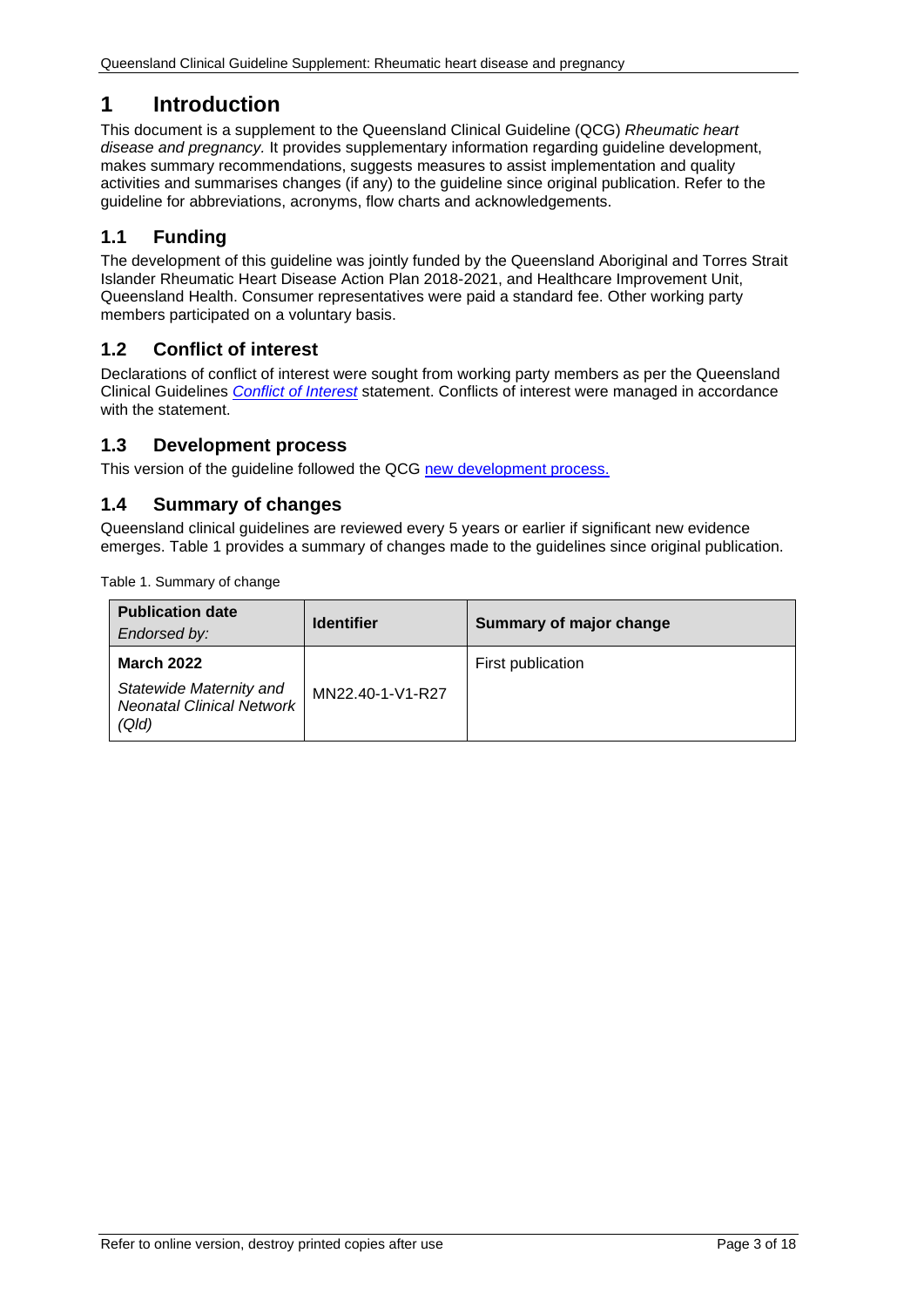# 1 Introduction

This document is a supplement to the Queensland Clinical Guideline (QCG) *Rheumatic heart disease and pregnancy.* It provides supplementary information regarding guideline development, makes summary recommendations, suggests measures to assist implementation and quality activities and summarises changes (if any) to the guideline since original publication. Refer to the guideline for abbreviations, acronyms, flow charts and acknowledgements.

## 1.1 Funding

The development of this guideline was jointly funded by the Queensland Aboriginal and Torres Strait Islander Rheumatic Heart Disease Action Plan 2018-2021, and Healthcare Improvement Unit, Queensland Health. Consumer representatives were paid a standard fee. Other working party members participated on a voluntary basis.

## 1.2 Conflict of interest

Declarations of conflict of interest were sought from working party members as per the Queensland Clinical Guidelines *Conflict of Interest* statement. Conflicts of interest were managed in accordance with the statement.

## 1.3 Development process

This version of the guideline followed the QCG new development process.

## 1.4 Summary of changes

Queensland clinical guidelines are reviewed every 5 years or earlier if significant new evidence emerges. Table 1 provides a summary of changes made to the guidelines since original publication.

Table 1. Summary of change

| **Publication date** *Endorsed by:* | **Identifier** | **Summary of major change** |
|---|---|---|
| **March 2022** *Statewide Maternity and Neonatal Clinical Network (Qld)* | MN22.40-1-V1-R27 | First publication |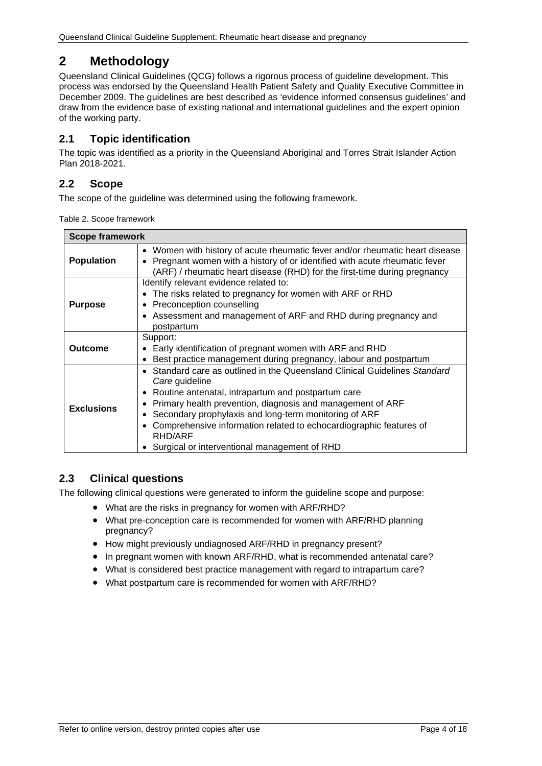# 2 Methodology

Queensland Clinical Guidelines (QCG) follows a rigorous process of guideline development. This process was endorsed by the Queensland Health Patient Safety and Quality Executive Committee in December 2009. The guidelines are best described as 'evidence informed consensus guidelines' and draw from the evidence base of existing national and international guidelines and the expert opinion of the working party.

## 2.1 Topic identification

The topic was identified as a priority in the Queensland Aboriginal and Torres Strait Islander Action Plan 2018-2021.

## 2.2 Scope

The scope of the guideline was determined using the following framework.

Table 2. Scope framework

| Scope framework | |
|---|---|
| **Population** | • Women with history of acute rheumatic fever and/or rheumatic heart disease<br>• Pregnant women with a history of or identified with acute rheumatic fever (ARF) / rheumatic heart disease (RHD) for the first-time during pregnancy |
| **Purpose** | Identify relevant evidence related to:<br>• The risks related to pregnancy for women with ARF or RHD<br>• Preconception counselling<br>• Assessment and management of ARF and RHD during pregnancy and postpartum |
| **Outcome** | Support:<br>• Early identification of pregnant women with ARF and RHD<br>• Best practice management during pregnancy, labour and postpartum |
| **Exclusions** | • Standard care as outlined in the Queensland Clinical Guidelines *Standard Care* guideline<br>• Routine antenatal, intrapartum and postpartum care<br>• Primary health prevention, diagnosis and management of ARF<br>• Secondary prophylaxis and long-term monitoring of ARF<br>• Comprehensive information related to echocardiographic features of RHD/ARF<br>• Surgical or interventional management of RHD |

## 2.3 Clinical questions

The following clinical questions were generated to inform the guideline scope and purpose:

- What are the risks in pregnancy for women with ARF/RHD?
- What pre-conception care is recommended for women with ARF/RHD planning pregnancy?
- How might previously undiagnosed ARF/RHD in pregnancy present?
- In pregnant women with known ARF/RHD, what is recommended antenatal care?
- What is considered best practice management with regard to intrapartum care?
- What postpartum care is recommended for women with ARF/RHD?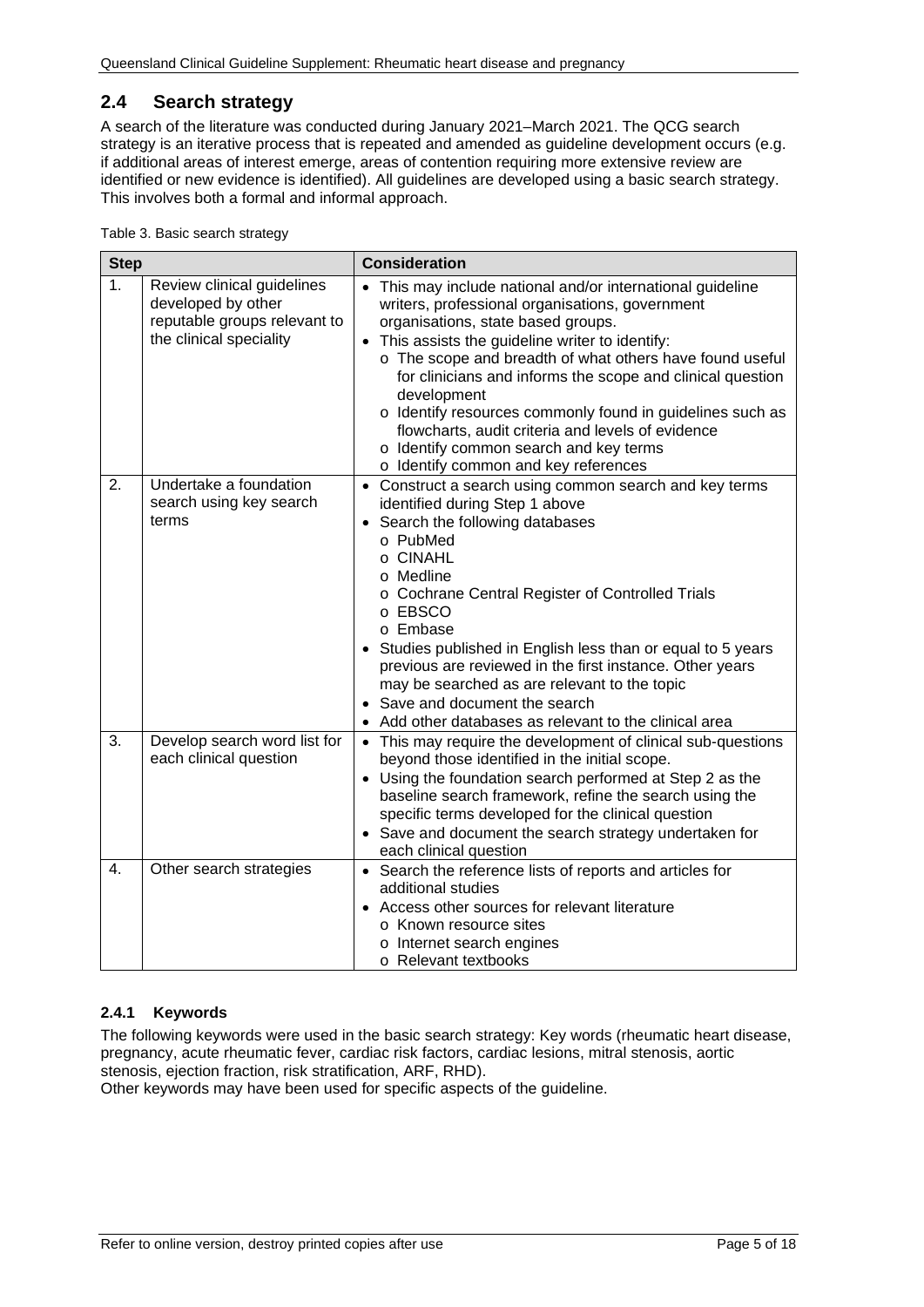## 2.4 Search strategy

A search of the literature was conducted during January 2021–March 2021. The QCG search strategy is an iterative process that is repeated and amended as guideline development occurs (e.g. if additional areas of interest emerge, areas of contention requiring more extensive review are identified or new evidence is identified). All guidelines are developed using a basic search strategy. This involves both a formal and informal approach.

Table 3. Basic search strategy

| Step | | Consideration |
|---|---|---|
| 1. | Review clinical guidelines developed by other reputable groups relevant to the clinical speciality | • This may include national and/or international guideline writers, professional organisations, government organisations, state based groups.<br>• This assists the guideline writer to identify:<br>  o The scope and breadth of what others have found useful for clinicians and informs the scope and clinical question development<br>  o Identify resources commonly found in guidelines such as flowcharts, audit criteria and levels of evidence<br>  o Identify common search and key terms<br>  o Identify common and key references |
| 2. | Undertake a foundation search using key search terms | • Construct a search using common search and key terms identified during Step 1 above<br>• Search the following databases<br>  o PubMed<br>  o CINAHL<br>  o Medline<br>  o Cochrane Central Register of Controlled Trials<br>  o EBSCO<br>  o Embase<br>• Studies published in English less than or equal to 5 years previous are reviewed in the first instance. Other years may be searched as are relevant to the topic<br>• Save and document the search<br>• Add other databases as relevant to the clinical area |
| 3. | Develop search word list for each clinical question | • This may require the development of clinical sub-questions beyond those identified in the initial scope.<br>• Using the foundation search performed at Step 2 as the baseline search framework, refine the search using the specific terms developed for the clinical question<br>• Save and document the search strategy undertaken for each clinical question |
| 4. | Other search strategies | • Search the reference lists of reports and articles for additional studies<br>• Access other sources for relevant literature<br>  o Known resource sites<br>  o Internet search engines<br>  o Relevant textbooks |

### 2.4.1 Keywords

The following keywords were used in the basic search strategy: Key words (rheumatic heart disease, pregnancy, acute rheumatic fever, cardiac risk factors, cardiac lesions, mitral stenosis, aortic stenosis, ejection fraction, risk stratification, ARF, RHD).

Other keywords may have been used for specific aspects of the guideline.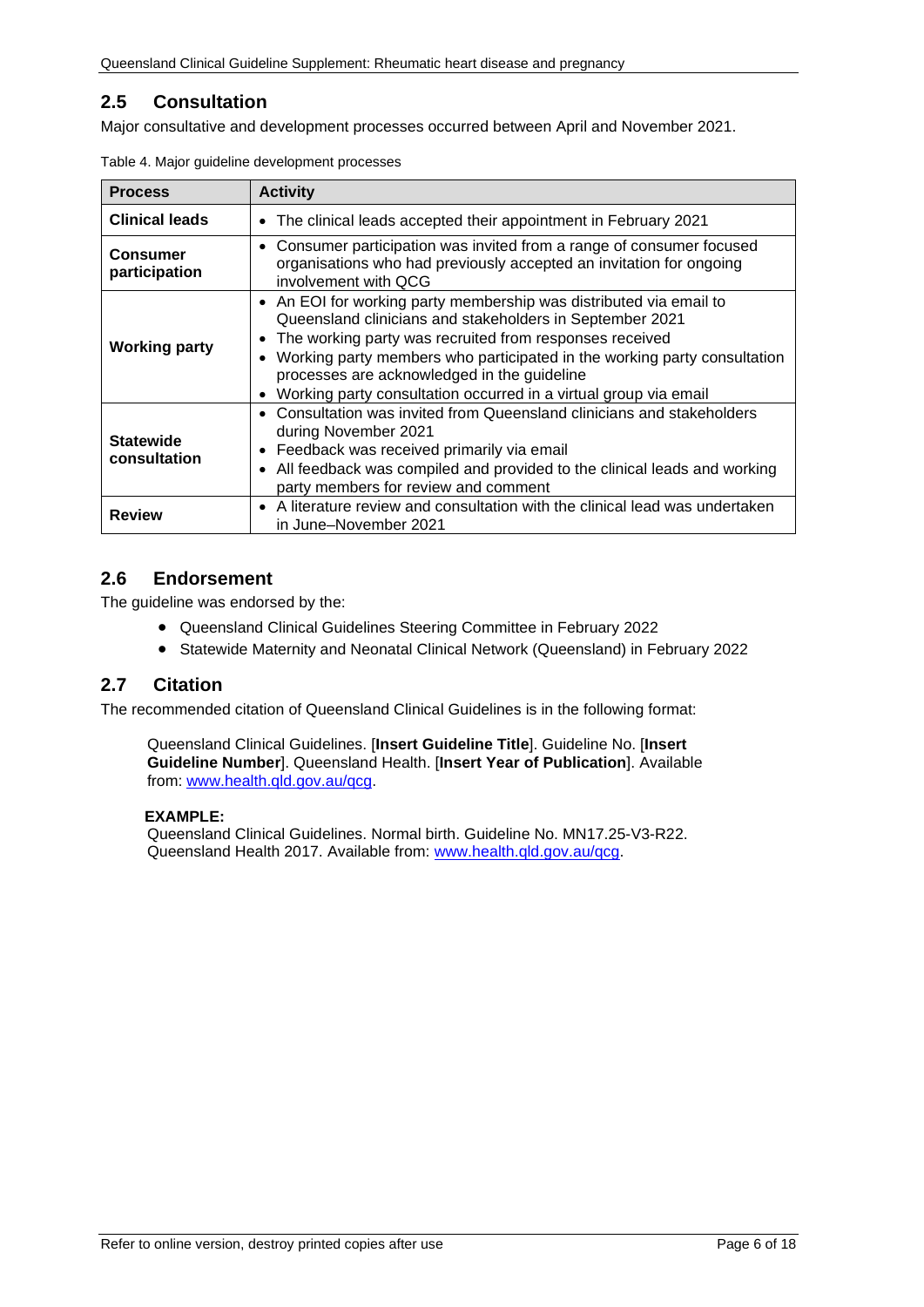## 2.5 Consultation

Major consultative and development processes occurred between April and November 2021.

Table 4. Major guideline development processes

| Process | Activity |
|---|---|
| **Clinical leads** | • The clinical leads accepted their appointment in February 2021 |
| **Consumer participation** | • Consumer participation was invited from a range of consumer focused organisations who had previously accepted an invitation for ongoing involvement with QCG |
| **Working party** | • An EOI for working party membership was distributed via email to Queensland clinicians and stakeholders in September 2021<br>• The working party was recruited from responses received<br>• Working party members who participated in the working party consultation processes are acknowledged in the guideline<br>• Working party consultation occurred in a virtual group via email |
| **Statewide consultation** | • Consultation was invited from Queensland clinicians and stakeholders during November 2021<br>• Feedback was received primarily via email<br>• All feedback was compiled and provided to the clinical leads and working party members for review and comment |
| **Review** | • A literature review and consultation with the clinical lead was undertaken in June–November 2021 |

## 2.6 Endorsement

The guideline was endorsed by the:

- Queensland Clinical Guidelines Steering Committee in February 2022
- Statewide Maternity and Neonatal Clinical Network (Queensland) in February 2022

## 2.7 Citation

The recommended citation of Queensland Clinical Guidelines is in the following format:

> Queensland Clinical Guidelines. [**Insert Guideline Title**]. Guideline No. [**Insert Guideline Number**]. Queensland Health. [**Insert Year of Publication**]. Available from: www.health.qld.gov.au/qcg.
>
> **EXAMPLE:**
> Queensland Clinical Guidelines. Normal birth. Guideline No. MN17.25-V3-R22. Queensland Health 2017. Available from: www.health.qld.gov.au/qcg.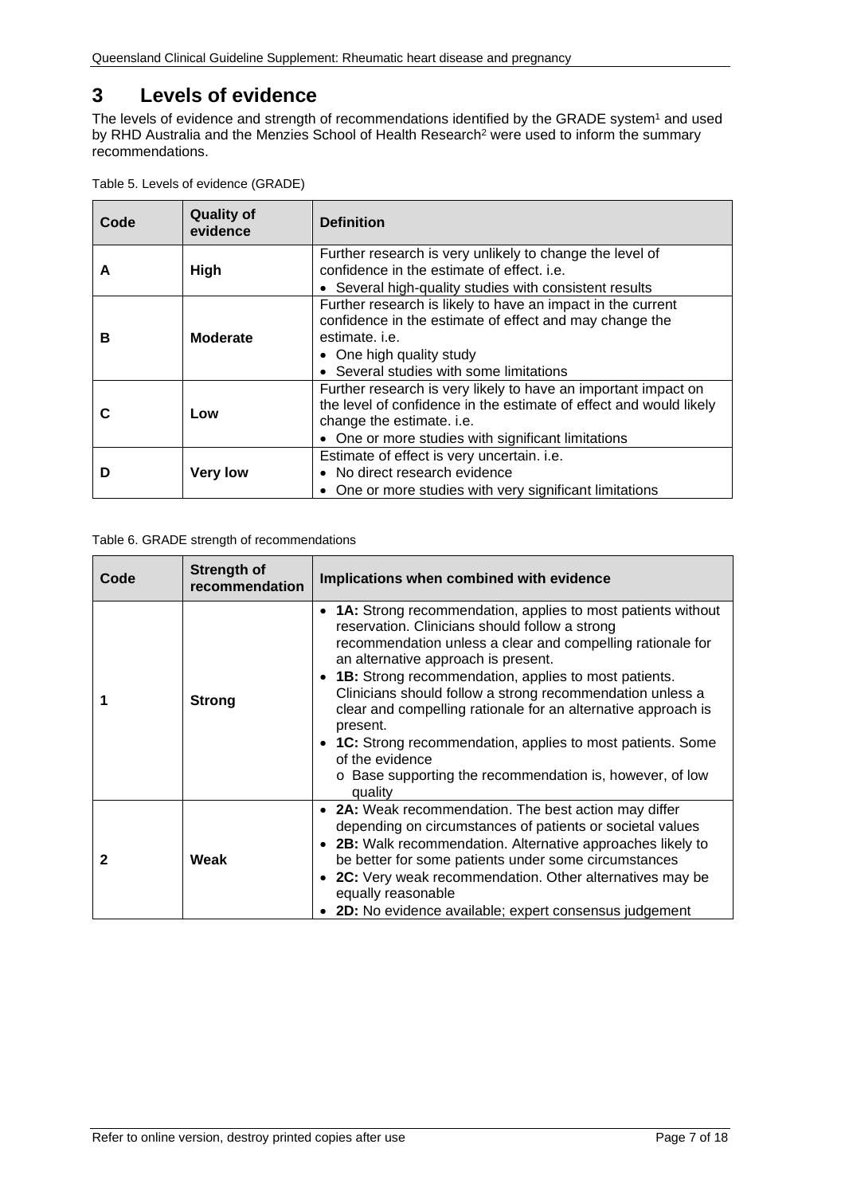# 3 Levels of evidence

The levels of evidence and strength of recommendations identified by the GRADE system[1] and used by RHD Australia and the Menzies School of Health Research[2] were used to inform the summary recommendations.

Table 5. Levels of evidence (GRADE)

| Code | Quality of evidence | Definition |
|---|---|---|
| **A** | **High** | Further research is very unlikely to change the level of confidence in the estimate of effect. i.e.<br>• Several high-quality studies with consistent results |
| **B** | **Moderate** | Further research is likely to have an impact in the current confidence in the estimate of effect and may change the estimate. i.e.<br>• One high quality study<br>• Several studies with some limitations |
| **C** | **Low** | Further research is very likely to have an important impact on the level of confidence in the estimate of effect and would likely change the estimate. i.e.<br>• One or more studies with significant limitations |
| **D** | **Very low** | Estimate of effect is very uncertain. i.e.<br>• No direct research evidence<br>• One or more studies with very significant limitations |

Table 6. GRADE strength of recommendations

| Code | Strength of recommendation | Implications when combined with evidence |
|---|---|---|
| **1** | **Strong** | • **1A:** Strong recommendation, applies to most patients without reservation. Clinicians should follow a strong recommendation unless a clear and compelling rationale for an alternative approach is present.<br>• **1B:** Strong recommendation, applies to most patients. Clinicians should follow a strong recommendation unless a clear and compelling rationale for an alternative approach is present.<br>• **1C:** Strong recommendation, applies to most patients. Some of the evidence<br>  o Base supporting the recommendation is, however, of low quality |
| **2** | **Weak** | • **2A:** Weak recommendation. The best action may differ depending on circumstances of patients or societal values<br>• **2B:** Walk recommendation. Alternative approaches likely to be better for some patients under some circumstances<br>• **2C:** Very weak recommendation. Other alternatives may be equally reasonable<br>• **2D:** No evidence available; expert consensus judgement |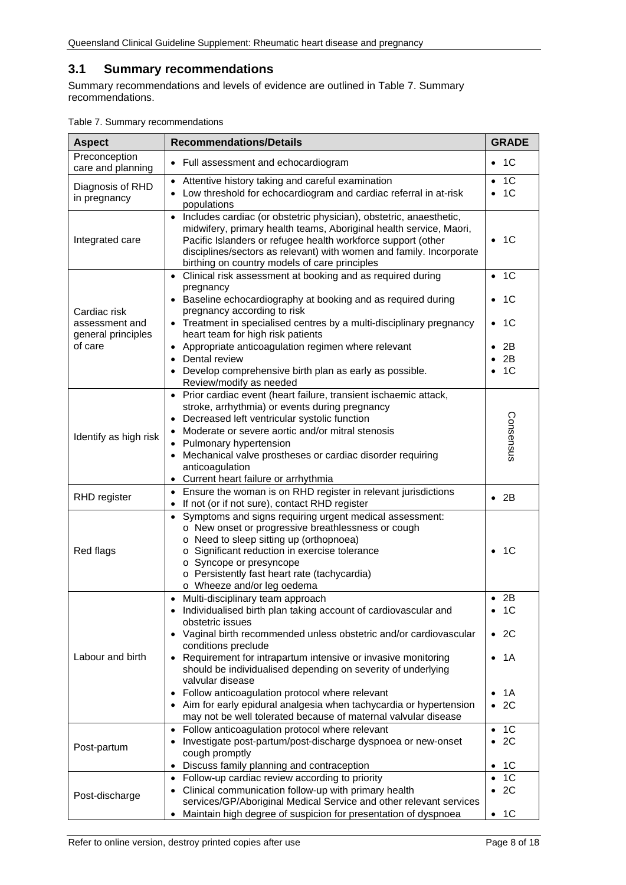## 3.1 Summary recommendations

Summary recommendations and levels of evidence are outlined in Table 7. Summary recommendations.

Table 7. Summary recommendations

| Aspect | Recommendations/Details | GRADE |
|---|---|---|
| Preconception care and planning | • Full assessment and echocardiogram | • 1C |
| Diagnosis of RHD in pregnancy | • Attentive history taking and careful examination<br>• Low threshold for echocardiogram and cardiac referral in at-risk populations | • 1C<br>• 1C |
| Integrated care | • Includes cardiac (or obstetric physician), obstetric, anaesthetic, midwifery, primary health teams, Aboriginal health service, Maori, Pacific Islanders or refugee health workforce support (other disciplines/sectors as relevant) with women and family. Incorporate birthing on country models of care principles | • 1C |
| Cardiac risk assessment and general principles of care | • Clinical risk assessment at booking and as required during pregnancy<br>• Baseline echocardiography at booking and as required during pregnancy according to risk<br>• Treatment in specialised centres by a multi-disciplinary pregnancy heart team for high risk patients<br>• Appropriate anticoagulation regimen where relevant<br>• Dental review<br>• Develop comprehensive birth plan as early as possible. Review/modify as needed | • 1C<br>• 1C<br>• 1C<br>• 2B<br>• 2B<br>• 1C |
| Identify as high risk | • Prior cardiac event (heart failure, transient ischaemic attack, stroke, arrhythmia) or events during pregnancy<br>• Decreased left ventricular systolic function<br>• Moderate or severe aortic and/or mitral stenosis<br>• Pulmonary hypertension<br>• Mechanical valve prostheses or cardiac disorder requiring anticoagulation<br>• Current heart failure or arrhythmia | Consensus |
| RHD register | • Ensure the woman is on RHD register in relevant jurisdictions<br>• If not (or if not sure), contact RHD register | • 2B |
| Red flags | • Symptoms and signs requiring urgent medical assessment:<br>o New onset or progressive breathlessness or cough<br>o Need to sleep sitting up (orthopnoea)<br>o Significant reduction in exercise tolerance<br>o Syncope or presyncope<br>o Persistently fast heart rate (tachycardia)<br>o Wheeze and/or leg oedema | • 1C |
| Labour and birth | • Multi-disciplinary team approach<br>• Individualised birth plan taking account of cardiovascular and obstetric issues<br>• Vaginal birth recommended unless obstetric and/or cardiovascular conditions preclude<br>• Requirement for intrapartum intensive or invasive monitoring should be individualised depending on severity of underlying valvular disease<br>• Follow anticoagulation protocol where relevant<br>• Aim for early epidural analgesia when tachycardia or hypertension may not be well tolerated because of maternal valvular disease | • 2B<br>• 1C<br>• 2C<br>• 1A<br>• 1A<br>• 2C |
| Post-partum | • Follow anticoagulation protocol where relevant<br>• Investigate post-partum/post-discharge dyspnoea or new-onset cough promptly<br>• Discuss family planning and contraception | • 1C<br>• 2C<br>• 1C |
| Post-discharge | • Follow-up cardiac review according to priority<br>• Clinical communication follow-up with primary health services/GP/Aboriginal Medical Service and other relevant services<br>• Maintain high degree of suspicion for presentation of dyspnoea | • 1C<br>• 2C<br>• 1C |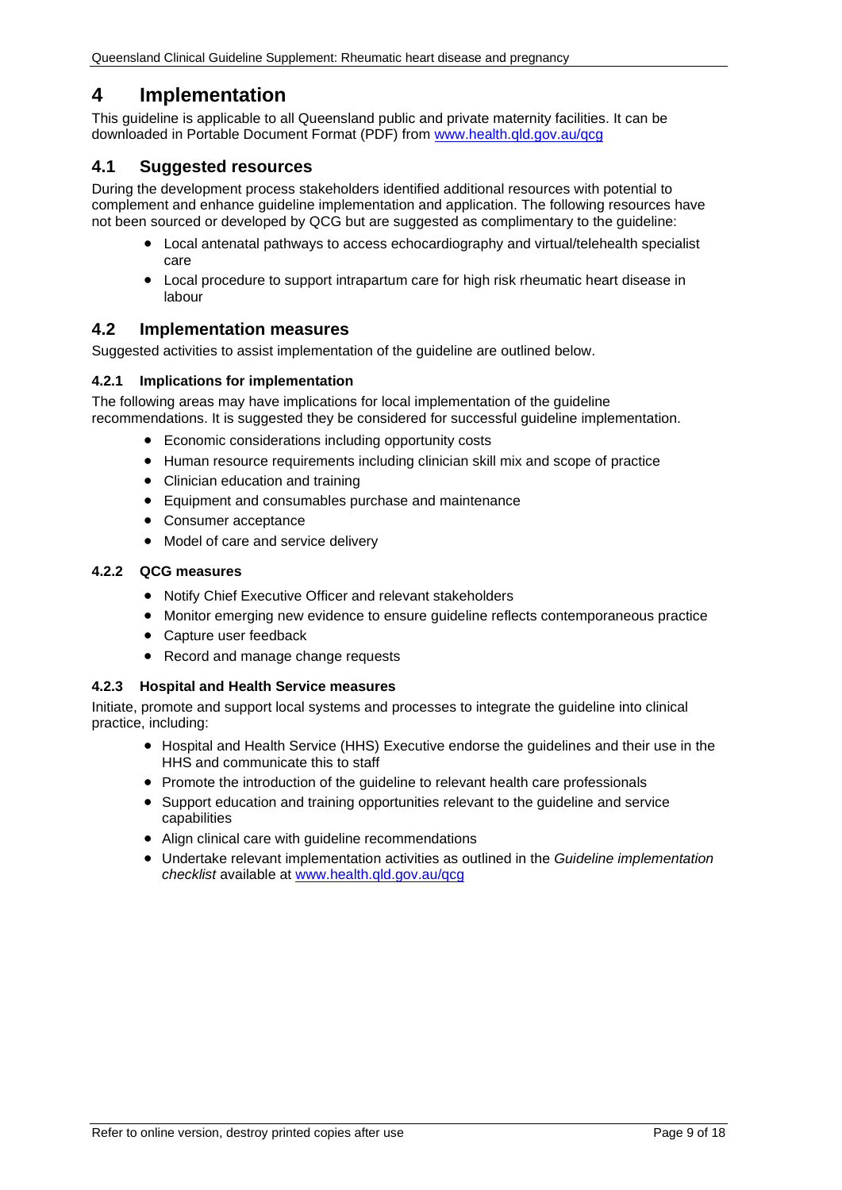# 4 Implementation

This guideline is applicable to all Queensland public and private maternity facilities. It can be downloaded in Portable Document Format (PDF) from [www.health.qld.gov.au/qcg](www.health.qld.gov.au/qcg)

## 4.1 Suggested resources

During the development process stakeholders identified additional resources with potential to complement and enhance guideline implementation and application. The following resources have not been sourced or developed by QCG but are suggested as complimentary to the guideline:

- Local antenatal pathways to access echocardiography and virtual/telehealth specialist care
- Local procedure to support intrapartum care for high risk rheumatic heart disease in labour

## 4.2 Implementation measures

Suggested activities to assist implementation of the guideline are outlined below.

### 4.2.1 Implications for implementation

The following areas may have implications for local implementation of the guideline recommendations. It is suggested they be considered for successful guideline implementation.

- Economic considerations including opportunity costs
- Human resource requirements including clinician skill mix and scope of practice
- Clinician education and training
- Equipment and consumables purchase and maintenance
- Consumer acceptance
- Model of care and service delivery

### 4.2.2 QCG measures

- Notify Chief Executive Officer and relevant stakeholders
- Monitor emerging new evidence to ensure guideline reflects contemporaneous practice
- Capture user feedback
- Record and manage change requests

### 4.2.3 Hospital and Health Service measures

Initiate, promote and support local systems and processes to integrate the guideline into clinical practice, including:

- Hospital and Health Service (HHS) Executive endorse the guidelines and their use in the HHS and communicate this to staff
- Promote the introduction of the guideline to relevant health care professionals
- Support education and training opportunities relevant to the guideline and service capabilities
- Align clinical care with guideline recommendations
- Undertake relevant implementation activities as outlined in the *Guideline implementation checklist* available at [www.health.qld.gov.au/qcg](www.health.qld.gov.au/qcg)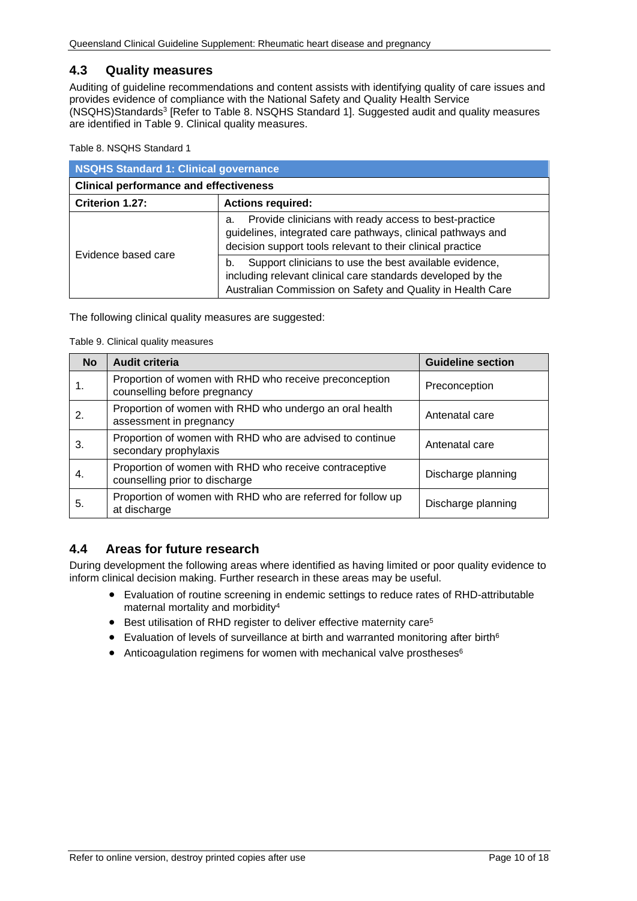## 4.3 Quality measures

Auditing of guideline recommendations and content assists with identifying quality of care issues and provides evidence of compliance with the National Safety and Quality Health Service (NSQHS)Standards[3] [Refer to Table 8. NSQHS Standard 1]. Suggested audit and quality measures are identified in Table 9. Clinical quality measures.

Table 8. NSQHS Standard 1

| NSQHS Standard 1: Clinical governance | |
|---|---|
| **Clinical performance and effectiveness** | |
| **Criterion 1.27:** | **Actions required:** |
| Evidence based care | a. Provide clinicians with ready access to best-practice guidelines, integrated care pathways, clinical pathways and decision support tools relevant to their clinical practice |
| | b. Support clinicians to use the best available evidence, including relevant clinical care standards developed by the Australian Commission on Safety and Quality in Health Care |

The following clinical quality measures are suggested:

Table 9. Clinical quality measures

| No | Audit criteria | Guideline section |
|---|---|---|
| 1. | Proportion of women with RHD who receive preconception counselling before pregnancy | Preconception |
| 2. | Proportion of women with RHD who undergo an oral health assessment in pregnancy | Antenatal care |
| 3. | Proportion of women with RHD who are advised to continue secondary prophylaxis | Antenatal care |
| 4. | Proportion of women with RHD who receive contraceptive counselling prior to discharge | Discharge planning |
| 5. | Proportion of women with RHD who are referred for follow up at discharge | Discharge planning |

## 4.4 Areas for future research

During development the following areas where identified as having limited or poor quality evidence to inform clinical decision making. Further research in these areas may be useful.

- Evaluation of routine screening in endemic settings to reduce rates of RHD-attributable maternal mortality and morbidity[4]
- Best utilisation of RHD register to deliver effective maternity care[5]
- Evaluation of levels of surveillance at birth and warranted monitoring after birth[6]
- Anticoagulation regimens for women with mechanical valve prostheses[6]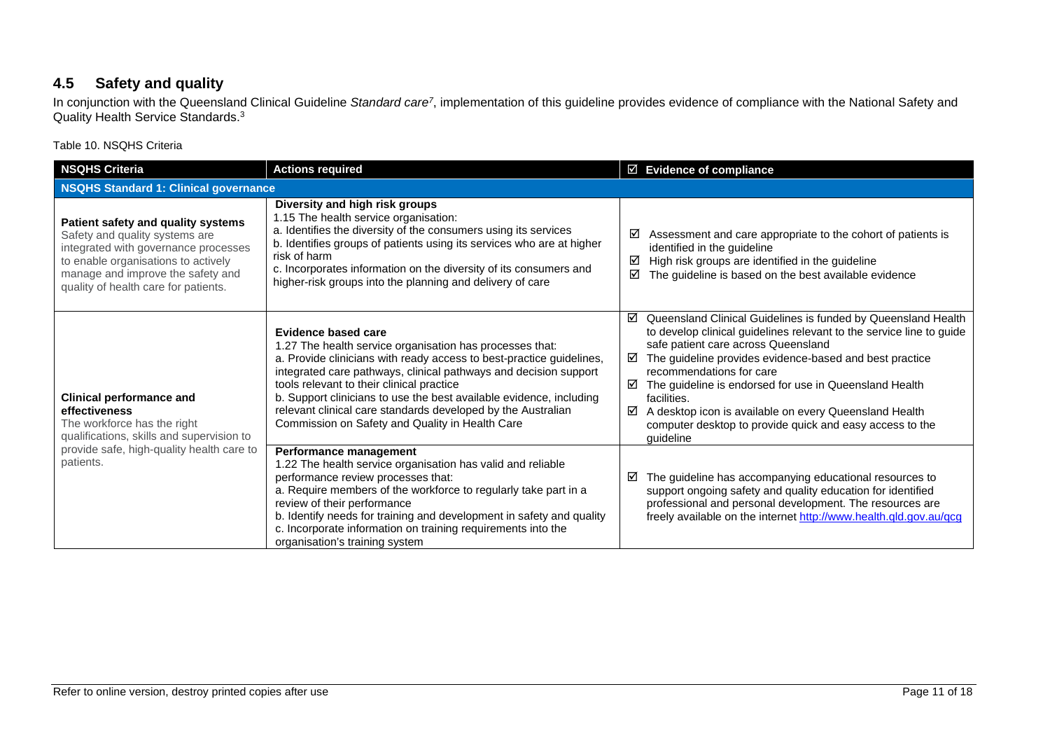## 4.5 Safety and quality

In conjunction with the Queensland Clinical Guideline *Standard care*[7], implementation of this guideline provides evidence of compliance with the National Safety and Quality Health Service Standards.[3]

Table 10. NSQHS Criteria

| NSQHS Criteria | Actions required | ☑ Evidence of compliance |
|---|---|---|
| **NSQHS Standard 1: Clinical governance** | | |
| **Patient safety and quality systems**<br>Safety and quality systems are integrated with governance processes to enable organisations to actively manage and improve the safety and quality of health care for patients. | **Diversity and high risk groups**<br>1.15 The health service organisation:<br>a. Identifies the diversity of the consumers using its services<br>b. Identifies groups of patients using its services who are at higher risk of harm<br>c. Incorporates information on the diversity of its consumers and higher-risk groups into the planning and delivery of care | ☑ Assessment and care appropriate to the cohort of patients is identified in the guideline<br>☑ High risk groups are identified in the guideline<br>☑ The guideline is based on the best available evidence |
| **Clinical performance and effectiveness**<br>The workforce has the right qualifications, skills and supervision to provide safe, high-quality health care to patients. | **Evidence based care**<br>1.27 The health service organisation has processes that:<br>a. Provide clinicians with ready access to best-practice guidelines, integrated care pathways, clinical pathways and decision support tools relevant to their clinical practice<br>b. Support clinicians to use the best available evidence, including relevant clinical care standards developed by the Australian Commission on Safety and Quality in Health Care | ☑ Queensland Clinical Guidelines is funded by Queensland Health to develop clinical guidelines relevant to the service line to guide safe patient care across Queensland<br>☑ The guideline provides evidence-based and best practice recommendations for care<br>☑ The guideline is endorsed for use in Queensland Health facilities.<br>☑ A desktop icon is available on every Queensland Health computer desktop to provide quick and easy access to the guideline |
| | **Performance management**<br>1.22 The health service organisation has valid and reliable performance review processes that:<br>a. Require members of the workforce to regularly take part in a review of their performance<br>b. Identify needs for training and development in safety and quality<br>c. Incorporate information on training requirements into the organisation's training system | ☑ The guideline has accompanying educational resources to support ongoing safety and quality education for identified professional and personal development. The resources are freely available on the internet http://www.health.qld.gov.au/qcg |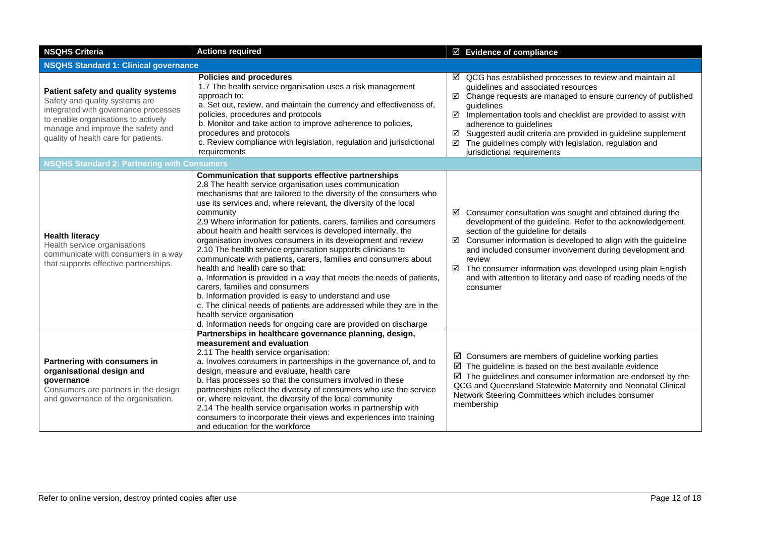| NSQHS Criteria | Actions required | ☑ Evidence of compliance |
|---|---|---|
| **NSQHS Standard 1: Clinical governance** | | |
| **Patient safety and quality systems**<br>Safety and quality systems are integrated with governance processes to enable organisations to actively manage and improve the safety and quality of health care for patients. | **Policies and procedures**<br>1.7 The health service organisation uses a risk management approach to:<br>a. Set out, review, and maintain the currency and effectiveness of, policies, procedures and protocols<br>b. Monitor and take action to improve adherence to policies, procedures and protocols<br>c. Review compliance with legislation, regulation and jurisdictional requirements | ☑ QCG has established processes to review and maintain all guidelines and associated resources<br>☑ Change requests are managed to ensure currency of published guidelines<br>☑ Implementation tools and checklist are provided to assist with adherence to guidelines<br>☑ Suggested audit criteria are provided in guideline supplement<br>☑ The guidelines comply with legislation, regulation and jurisdictional requirements |
| **NSQHS Standard 2: Partnering with Consumers** | | |
| **Health literacy**<br>Health service organisations communicate with consumers in a way that supports effective partnerships. | **Communication that supports effective partnerships**<br>2.8 The health service organisation uses communication mechanisms that are tailored to the diversity of the consumers who use its services and, where relevant, the diversity of the local community<br>2.9 Where information for patients, carers, families and consumers about health and health services is developed internally, the organisation involves consumers in its development and review<br>2.10 The health service organisation supports clinicians to communicate with patients, carers, families and consumers about health and health care so that:<br>a. Information is provided in a way that meets the needs of patients, carers, families and consumers<br>b. Information provided is easy to understand and use<br>c. The clinical needs of patients are addressed while they are in the health service organisation<br>d. Information needs for ongoing care are provided on discharge | ☑ Consumer consultation was sought and obtained during the development of the guideline. Refer to the acknowledgement section of the guideline for details<br>☑ Consumer information is developed to align with the guideline and included consumer involvement during development and review<br>☑ The consumer information was developed using plain English and with attention to literacy and ease of reading needs of the consumer |
| **Partnering with consumers in organisational design and governance**<br>Consumers are partners in the design and governance of the organisation. | **Partnerships in healthcare governance planning, design, measurement and evaluation**<br>2.11 The health service organisation:<br>a. Involves consumers in partnerships in the governance of, and to design, measure and evaluate, health care<br>b. Has processes so that the consumers involved in these partnerships reflect the diversity of consumers who use the service or, where relevant, the diversity of the local community<br>2.14 The health service organisation works in partnership with consumers to incorporate their views and experiences into training and education for the workforce | ☑ Consumers are members of guideline working parties<br>☑ The guideline is based on the best available evidence<br>☑ The guidelines and consumer information are endorsed by the QCG and Queensland Statewide Maternity and Neonatal Clinical Network Steering Committees which includes consumer membership |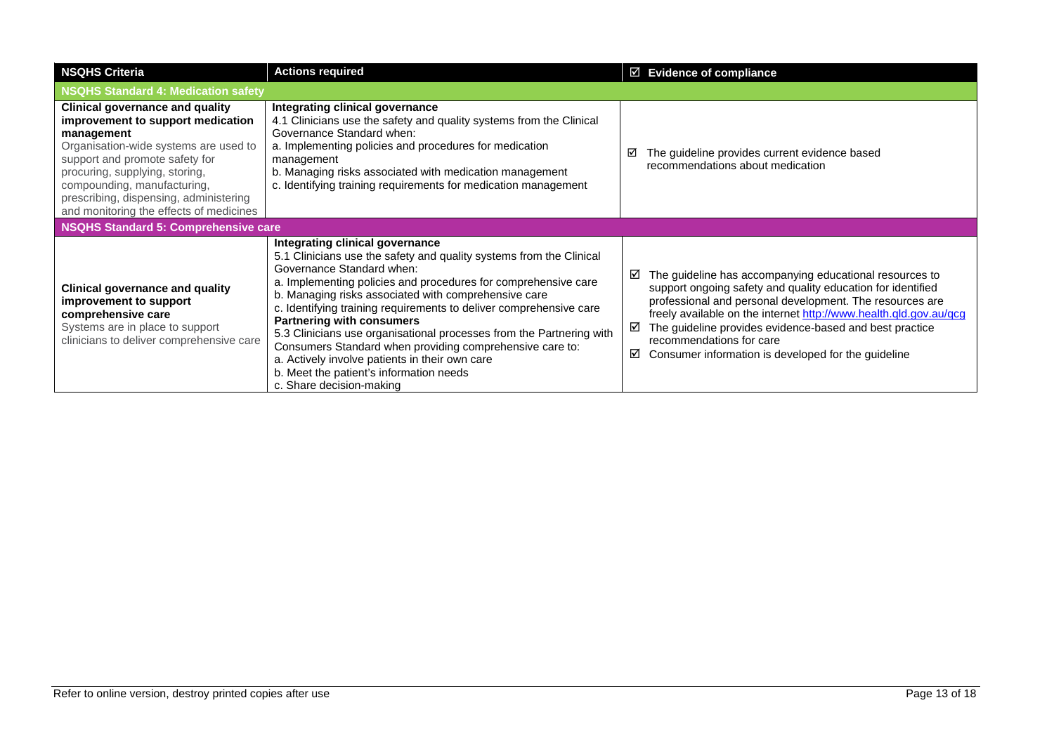| NSQHS Criteria | Actions required | ☑ Evidence of compliance |
|---|---|---|
| **NSQHS Standard 4: Medication safety** | | |
| **Clinical governance and quality improvement to support medication management**<br>Organisation-wide systems are used to support and promote safety for procuring, supplying, storing, compounding, manufacturing, prescribing, dispensing, administering and monitoring the effects of medicines | **Integrating clinical governance**<br>4.1 Clinicians use the safety and quality systems from the Clinical Governance Standard when:<br>a. Implementing policies and procedures for medication management<br>b. Managing risks associated with medication management<br>c. Identifying training requirements for medication management | ☑ The guideline provides current evidence based recommendations about medication |
| **NSQHS Standard 5: Comprehensive care** | | |
| **Clinical governance and quality improvement to support comprehensive care**<br>Systems are in place to support clinicians to deliver comprehensive care | **Integrating clinical governance**<br>5.1 Clinicians use the safety and quality systems from the Clinical Governance Standard when:<br>a. Implementing policies and procedures for comprehensive care<br>b. Managing risks associated with comprehensive care<br>c. Identifying training requirements to deliver comprehensive care<br>**Partnering with consumers**<br>5.3 Clinicians use organisational processes from the Partnering with Consumers Standard when providing comprehensive care to:<br>a. Actively involve patients in their own care<br>b. Meet the patient's information needs<br>c. Share decision-making | ☑ The guideline has accompanying educational resources to support ongoing safety and quality education for identified professional and personal development. The resources are freely available on the internet http://www.health.qld.gov.au/qcg<br>☑ The guideline provides evidence-based and best practice recommendations for care<br>☑ Consumer information is developed for the guideline |

Refer to online version, destroy printed copies after use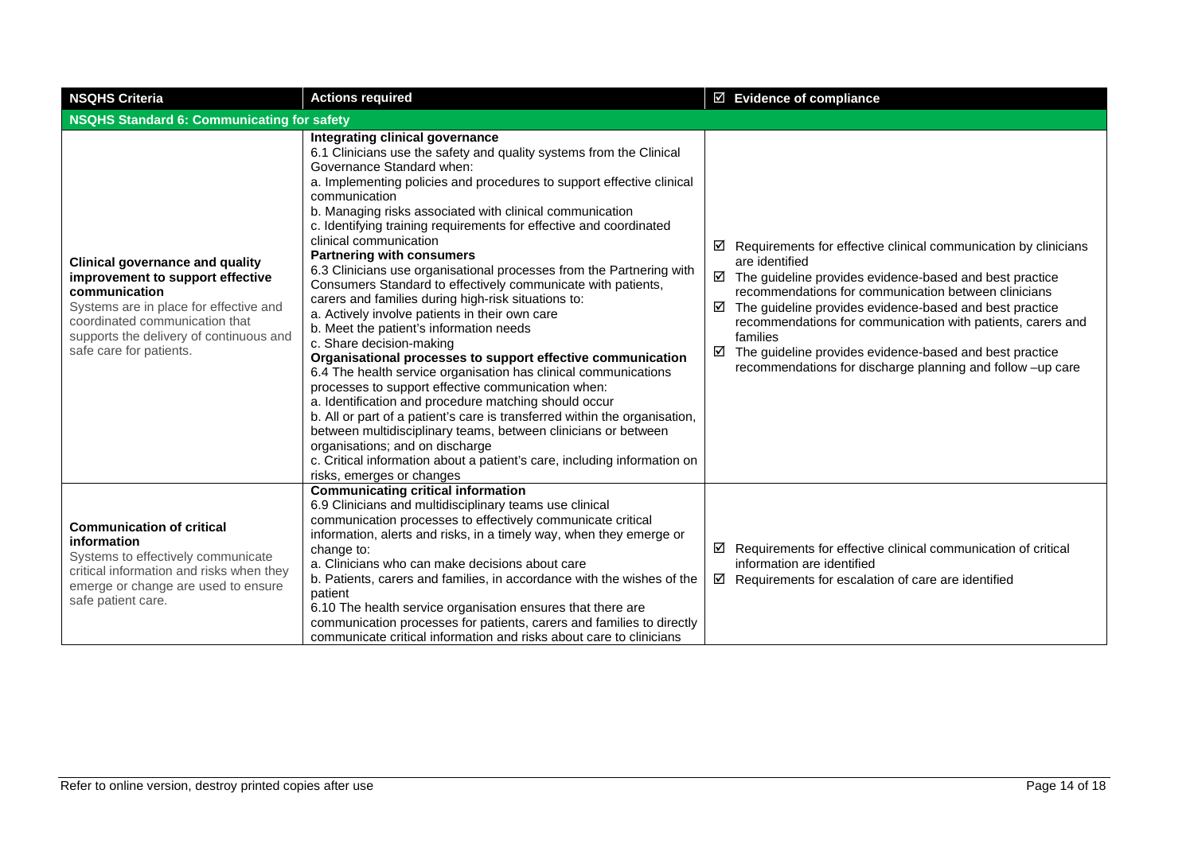| NSQHS Criteria | Actions required | ☑ Evidence of compliance |
|---|---|---|
| **NSQHS Standard 6: Communicating for safety** | | |
| **Clinical governance and quality improvement to support effective communication**<br>Systems are in place for effective and coordinated communication that supports the delivery of continuous and safe care for patients. | **Integrating clinical governance**<br>6.1 Clinicians use the safety and quality systems from the Clinical Governance Standard when:<br>a. Implementing policies and procedures to support effective clinical communication<br>b. Managing risks associated with clinical communication<br>c. Identifying training requirements for effective and coordinated clinical communication<br>**Partnering with consumers**<br>6.3 Clinicians use organisational processes from the Partnering with Consumers Standard to effectively communicate with patients, carers and families during high-risk situations to:<br>a. Actively involve patients in their own care<br>b. Meet the patient's information needs<br>c. Share decision-making<br>**Organisational processes to support effective communication**<br>6.4 The health service organisation has clinical communications processes to support effective communication when:<br>a. Identification and procedure matching should occur<br>b. All or part of a patient's care is transferred within the organisation, between multidisciplinary teams, between clinicians or between organisations; and on discharge<br>c. Critical information about a patient's care, including information on risks, emerges or changes | ☑ Requirements for effective clinical communication by clinicians are identified<br>☑ The guideline provides evidence-based and best practice recommendations for communication between clinicians<br>☑ The guideline provides evidence-based and best practice recommendations for communication with patients, carers and families<br>☑ The guideline provides evidence-based and best practice recommendations for discharge planning and follow –up care |
| **Communication of critical information**<br>Systems to effectively communicate critical information and risks when they emerge or change are used to ensure safe patient care. | **Communicating critical information**<br>6.9 Clinicians and multidisciplinary teams use clinical communication processes to effectively communicate critical information, alerts and risks, in a timely way, when they emerge or change to:<br>a. Clinicians who can make decisions about care<br>b. Patients, carers and families, in accordance with the wishes of the patient<br>6.10 The health service organisation ensures that there are communication processes for patients, carers and families to directly communicate critical information and risks about care to clinicians | ☑ Requirements for effective clinical communication of critical information are identified<br>☑ Requirements for escalation of care are identified |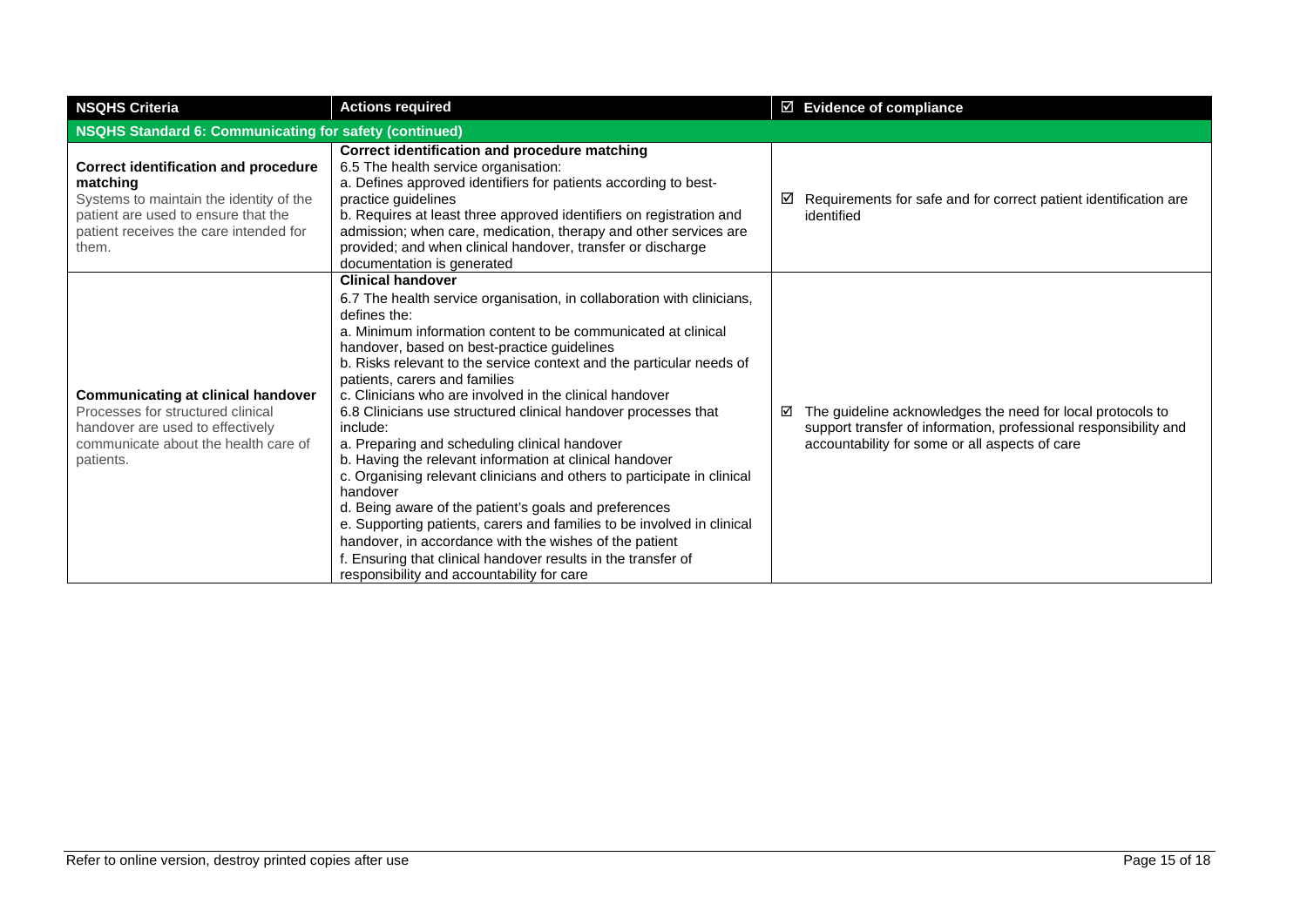| NSQHS Criteria | Actions required | ☑ Evidence of compliance |
| --- | --- | --- |
| **NSQHS Standard 6: Communicating for safety (continued)** | | |
| **Correct identification and procedure matching**<br>Systems to maintain the identity of the patient are used to ensure that the patient receives the care intended for them. | **Correct identification and procedure matching**<br>6.5 The health service organisation:<br>a. Defines approved identifiers for patients according to best-practice guidelines<br>b. Requires at least three approved identifiers on registration and admission; when care, medication, therapy and other services are provided; and when clinical handover, transfer or discharge documentation is generated | ☑ Requirements for safe and for correct patient identification are identified |
| **Communicating at clinical handover**<br>Processes for structured clinical handover are used to effectively communicate about the health care of patients. | **Clinical handover**<br>6.7 The health service organisation, in collaboration with clinicians, defines the:<br>a. Minimum information content to be communicated at clinical handover, based on best-practice guidelines<br>b. Risks relevant to the service context and the particular needs of patients, carers and families<br>c. Clinicians who are involved in the clinical handover<br>6.8 Clinicians use structured clinical handover processes that include:<br>a. Preparing and scheduling clinical handover<br>b. Having the relevant information at clinical handover<br>c. Organising relevant clinicians and others to participate in clinical handover<br>d. Being aware of the patient's goals and preferences<br>e. Supporting patients, carers and families to be involved in clinical handover, in accordance with the wishes of the patient<br>f. Ensuring that clinical handover results in the transfer of responsibility and accountability for care | ☑ The guideline acknowledges the need for local protocols to support transfer of information, professional responsibility and accountability for some or all aspects of care |

Refer to online version, destroy printed copies after use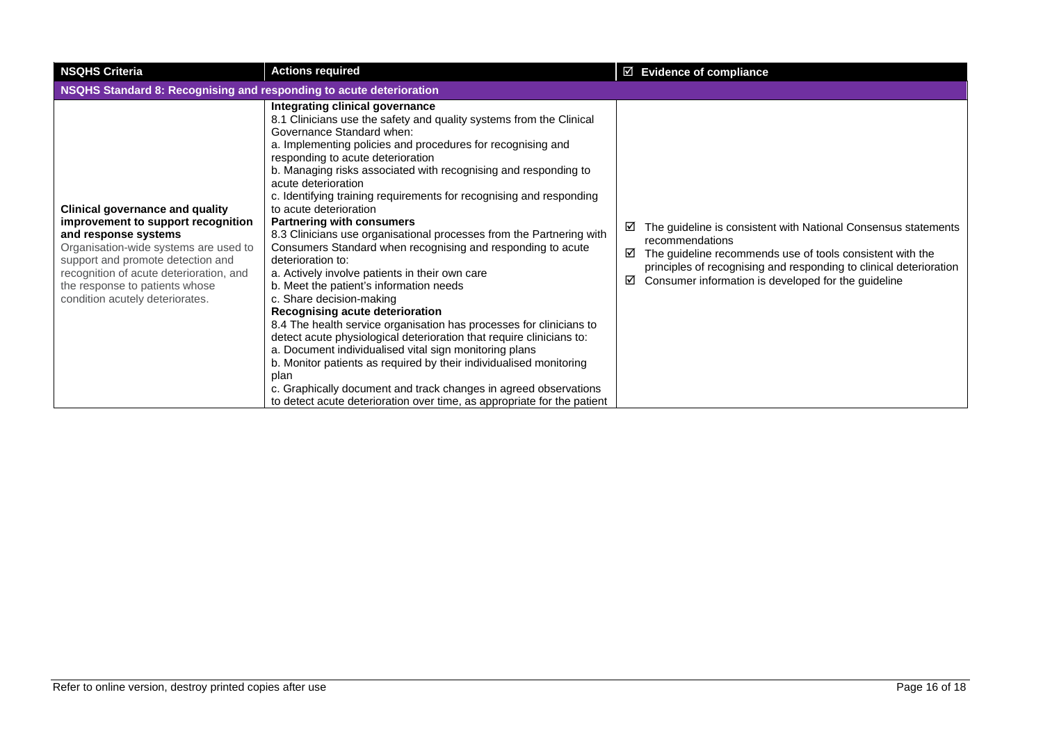| NSQHS Criteria | Actions required | ☑ Evidence of compliance |
|---|---|---|
| **NSQHS Standard 8: Recognising and responding to acute deterioration** | | |
| **Clinical governance and quality improvement to support recognition and response systems**<br>Organisation-wide systems are used to support and promote detection and recognition of acute deterioration, and the response to patients whose condition acutely deteriorates. | **Integrating clinical governance**<br>8.1 Clinicians use the safety and quality systems from the Clinical Governance Standard when:<br>a. Implementing policies and procedures for recognising and responding to acute deterioration<br>b. Managing risks associated with recognising and responding to acute deterioration<br>c. Identifying training requirements for recognising and responding to acute deterioration<br>**Partnering with consumers**<br>8.3 Clinicians use organisational processes from the Partnering with Consumers Standard when recognising and responding to acute deterioration to:<br>a. Actively involve patients in their own care<br>b. Meet the patient's information needs<br>c. Share decision-making<br>**Recognising acute deterioration**<br>8.4 The health service organisation has processes for clinicians to detect acute physiological deterioration that require clinicians to:<br>a. Document individualised vital sign monitoring plans<br>b. Monitor patients as required by their individualised monitoring plan<br>c. Graphically document and track changes in agreed observations to detect acute deterioration over time, as appropriate for the patient | ☑ The guideline is consistent with National Consensus statements recommendations<br>☑ The guideline recommends use of tools consistent with the principles of recognising and responding to clinical deterioration<br>☑ Consumer information is developed for the guideline |

Refer to online version, destroy printed copies after use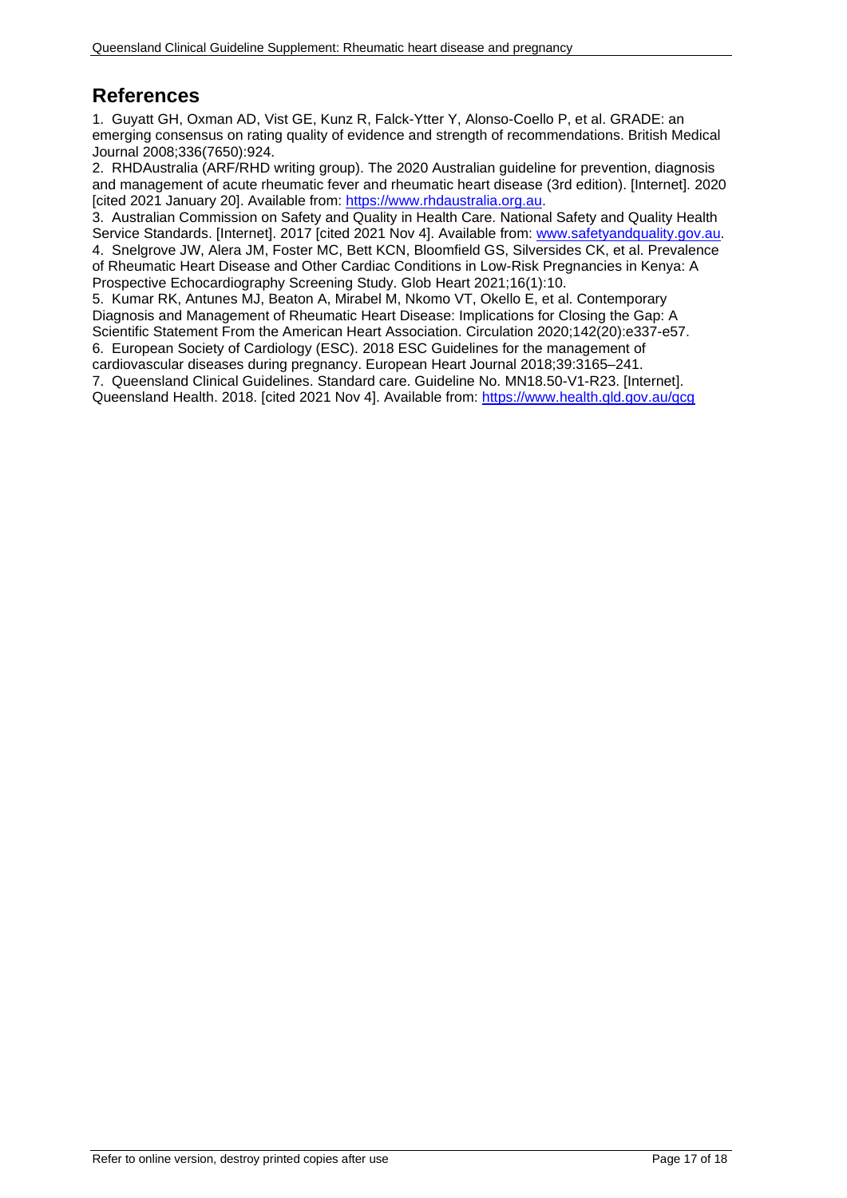## References

1. Guyatt GH, Oxman AD, Vist GE, Kunz R, Falck-Ytter Y, Alonso-Coello P, et al. GRADE: an emerging consensus on rating quality of evidence and strength of recommendations. British Medical Journal 2008;336(7650):924.
2. RHDAustralia (ARF/RHD writing group). The 2020 Australian guideline for prevention, diagnosis and management of acute rheumatic fever and rheumatic heart disease (3rd edition). [Internet]. 2020 [cited 2021 January 20]. Available from: https://www.rhdaustralia.org.au.
3. Australian Commission on Safety and Quality in Health Care. National Safety and Quality Health Service Standards. [Internet]. 2017 [cited 2021 Nov 4]. Available from: www.safetyandquality.gov.au.
4. Snelgrove JW, Alera JM, Foster MC, Bett KCN, Bloomfield GS, Silversides CK, et al. Prevalence of Rheumatic Heart Disease and Other Cardiac Conditions in Low-Risk Pregnancies in Kenya: A Prospective Echocardiography Screening Study. Glob Heart 2021;16(1):10.
5. Kumar RK, Antunes MJ, Beaton A, Mirabel M, Nkomo VT, Okello E, et al. Contemporary Diagnosis and Management of Rheumatic Heart Disease: Implications for Closing the Gap: A Scientific Statement From the American Heart Association. Circulation 2020;142(20):e337-e57.
6. European Society of Cardiology (ESC). 2018 ESC Guidelines for the management of cardiovascular diseases during pregnancy. European Heart Journal 2018;39:3165–241.
7. Queensland Clinical Guidelines. Standard care. Guideline No. MN18.50-V1-R23. [Internet]. Queensland Health. 2018. [cited 2021 Nov 4]. Available from: https://www.health.qld.gov.au/qcg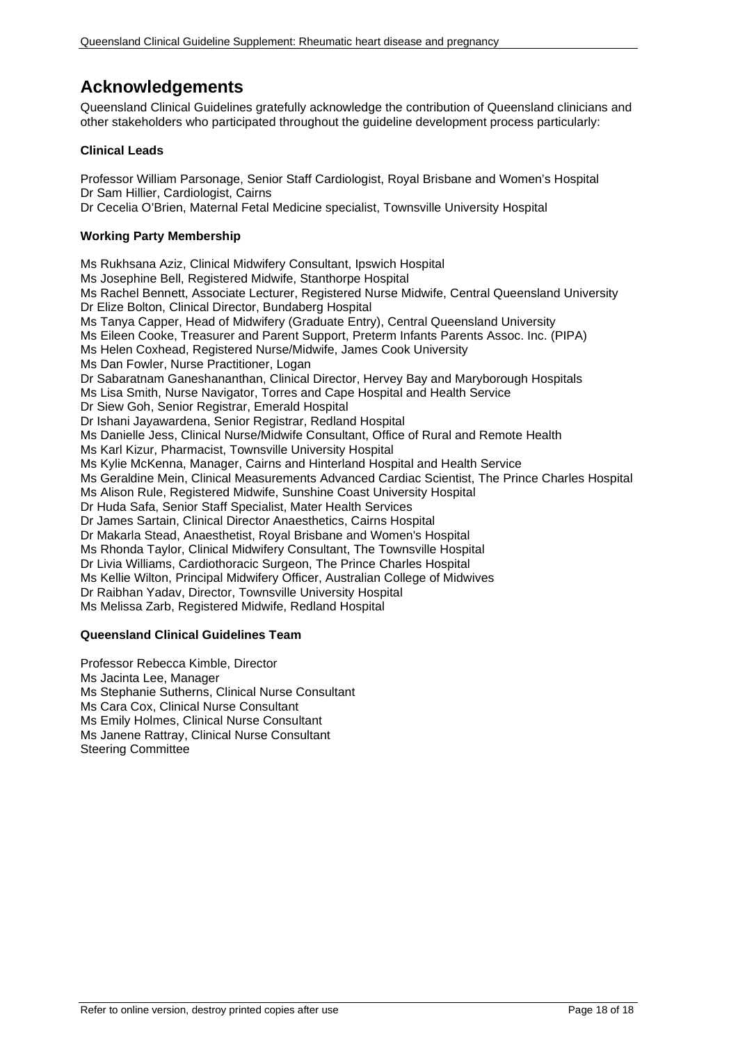# Acknowledgements

Queensland Clinical Guidelines gratefully acknowledge the contribution of Queensland clinicians and other stakeholders who participated throughout the guideline development process particularly:

**Clinical Leads**

Professor William Parsonage, Senior Staff Cardiologist, Royal Brisbane and Women's Hospital
Dr Sam Hillier, Cardiologist, Cairns
Dr Cecelia O'Brien, Maternal Fetal Medicine specialist, Townsville University Hospital

**Working Party Membership**

Ms Rukhsana Aziz, Clinical Midwifery Consultant, Ipswich Hospital
Ms Josephine Bell, Registered Midwife, Stanthorpe Hospital
Ms Rachel Bennett, Associate Lecturer, Registered Nurse Midwife, Central Queensland University
Dr Elize Bolton, Clinical Director, Bundaberg Hospital
Ms Tanya Capper, Head of Midwifery (Graduate Entry), Central Queensland University
Ms Eileen Cooke, Treasurer and Parent Support, Preterm Infants Parents Assoc. Inc. (PIPA)
Ms Helen Coxhead, Registered Nurse/Midwife, James Cook University
Ms Dan Fowler, Nurse Practitioner, Logan
Dr Sabaratnam Ganeshananthan, Clinical Director, Hervey Bay and Maryborough Hospitals
Ms Lisa Smith, Nurse Navigator, Torres and Cape Hospital and Health Service
Dr Siew Goh, Senior Registrar, Emerald Hospital
Dr Ishani Jayawardena, Senior Registrar, Redland Hospital
Ms Danielle Jess, Clinical Nurse/Midwife Consultant, Office of Rural and Remote Health
Ms Karl Kizur, Pharmacist, Townsville University Hospital
Ms Kylie McKenna, Manager, Cairns and Hinterland Hospital and Health Service
Ms Geraldine Mein, Clinical Measurements Advanced Cardiac Scientist, The Prince Charles Hospital
Ms Alison Rule, Registered Midwife, Sunshine Coast University Hospital
Dr Huda Safa, Senior Staff Specialist, Mater Health Services
Dr James Sartain, Clinical Director Anaesthetics, Cairns Hospital
Dr Makarla Stead, Anaesthetist, Royal Brisbane and Women's Hospital
Ms Rhonda Taylor, Clinical Midwifery Consultant, The Townsville Hospital
Dr Livia Williams, Cardiothoracic Surgeon, The Prince Charles Hospital
Ms Kellie Wilton, Principal Midwifery Officer, Australian College of Midwives
Dr Raibhan Yadav, Director, Townsville University Hospital
Ms Melissa Zarb, Registered Midwife, Redland Hospital

**Queensland Clinical Guidelines Team**

Professor Rebecca Kimble, Director
Ms Jacinta Lee, Manager
Ms Stephanie Sutherns, Clinical Nurse Consultant
Ms Cara Cox, Clinical Nurse Consultant
Ms Emily Holmes, Clinical Nurse Consultant
Ms Janene Rattray, Clinical Nurse Consultant
Steering Committee